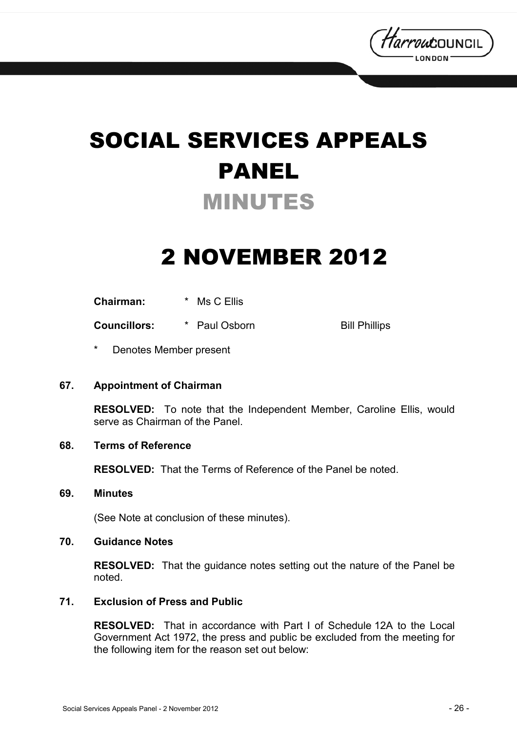# SOCIAL SERVICES APPEALS PANEL

## MINUTES

# 2 NOVEMBER 2012

| | | |
|---|---|---|
| **Chairman:** | * Ms C Ellis | |
| **Councillors:** | * Paul Osborn | Bill Phillips |

\* Denotes Member present

### 67. Appointment of Chairman

**RESOLVED:** To note that the Independent Member, Caroline Ellis, would serve as Chairman of the Panel.

### 68. Terms of Reference

**RESOLVED:** That the Terms of Reference of the Panel be noted.

### 69. Minutes

(See Note at conclusion of these minutes).

### 70. Guidance Notes

**RESOLVED:** That the guidance notes setting out the nature of the Panel be noted.

### 71. Exclusion of Press and Public

**RESOLVED:** That in accordance with Part I of Schedule 12A to the Local Government Act 1972, the press and public be excluded from the meeting for the following item for the reason set out below: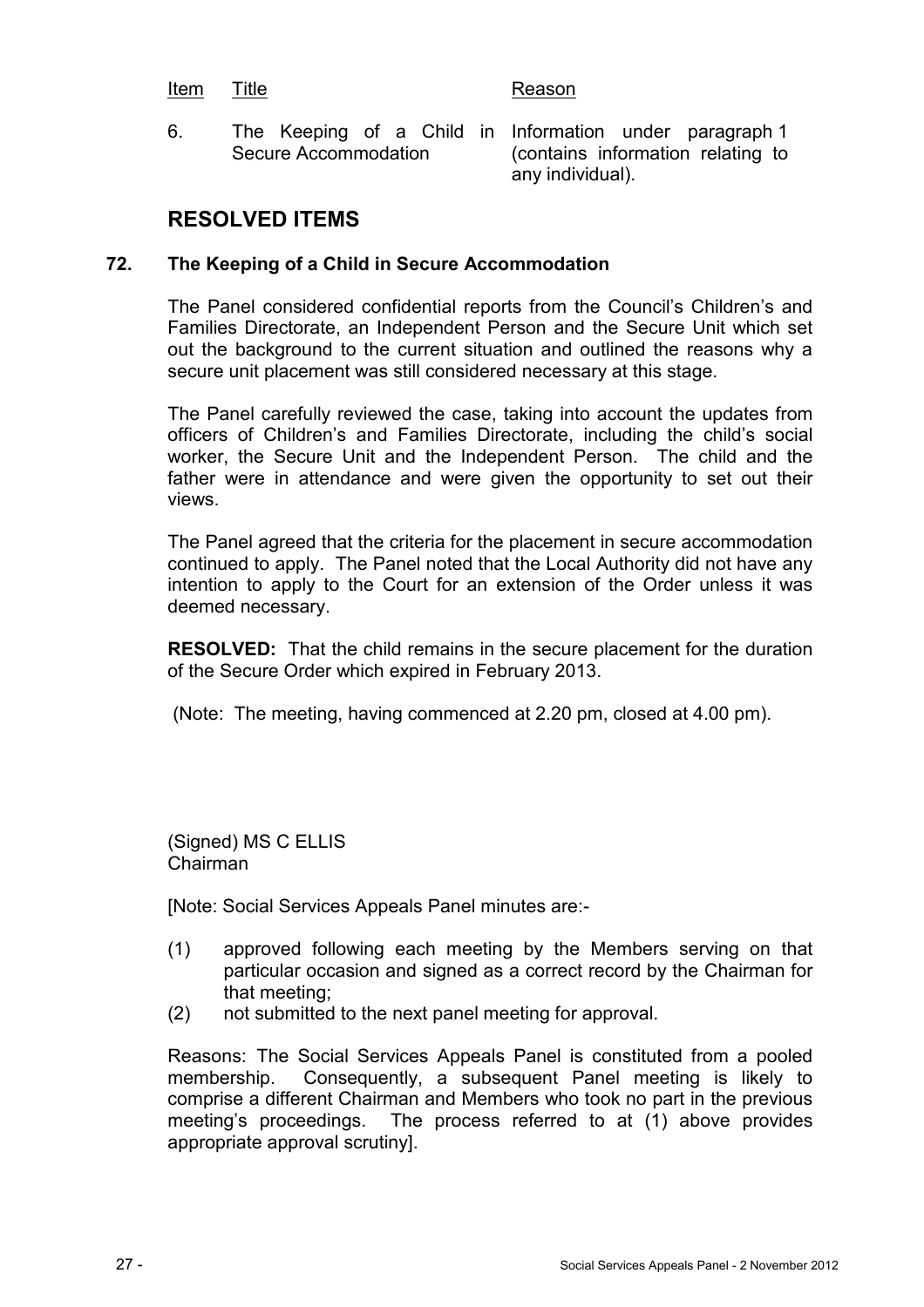| Item | Title | Reason |
|---|---|---|
| 6. | The Keeping of a Child in Secure Accommodation | Information under paragraph 1 (contains information relating to any individual). |

## RESOLVED ITEMS

### 72. The Keeping of a Child in Secure Accommodation

The Panel considered confidential reports from the Council's Children's and Families Directorate, an Independent Person and the Secure Unit which set out the background to the current situation and outlined the reasons why a secure unit placement was still considered necessary at this stage.

The Panel carefully reviewed the case, taking into account the updates from officers of Children's and Families Directorate, including the child's social worker, the Secure Unit and the Independent Person. The child and the father were in attendance and were given the opportunity to set out their views.

The Panel agreed that the criteria for the placement in secure accommodation continued to apply. The Panel noted that the Local Authority did not have any intention to apply to the Court for an extension of the Order unless it was deemed necessary.

**RESOLVED:** That the child remains in the secure placement for the duration of the Secure Order which expired in February 2013.

(Note: The meeting, having commenced at 2.20 pm, closed at 4.00 pm).

(Signed) MS C ELLIS
Chairman

[Note: Social Services Appeals Panel minutes are:-

(1) approved following each meeting by the Members serving on that particular occasion and signed as a correct record by the Chairman for that meeting;
(2) not submitted to the next panel meeting for approval.

Reasons: The Social Services Appeals Panel is constituted from a pooled membership. Consequently, a subsequent Panel meeting is likely to comprise a different Chairman and Members who took no part in the previous meeting's proceedings. The process referred to at (1) above provides appropriate approval scrutiny].